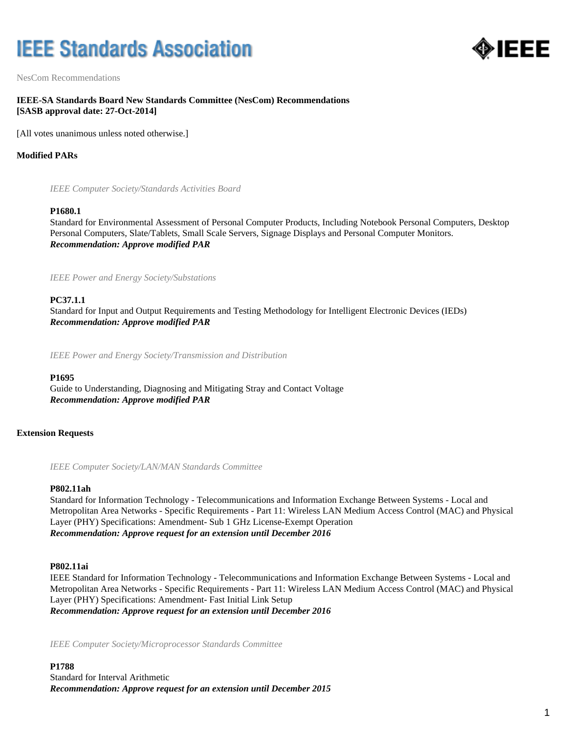# IEEE Standards Association

NesCom Recommendations

**IEEE-SA Standards Board New Standards Committee (NesCom) Recommendations**
**[SASB approval date: 27-Oct-2014]**

[All votes unanimous unless noted otherwise.]

## Modified PARs

*IEEE Computer Society/Standards Activities Board*

**P1680.1**
Standard for Environmental Assessment of Personal Computer Products, Including Notebook Personal Computers, Desktop Personal Computers, Slate/Tablets, Small Scale Servers, Signage Displays and Personal Computer Monitors.
***Recommendation: Approve modified PAR***

*IEEE Power and Energy Society/Substations*

**PC37.1.1**
Standard for Input and Output Requirements and Testing Methodology for Intelligent Electronic Devices (IEDs)
***Recommendation: Approve modified PAR***

*IEEE Power and Energy Society/Transmission and Distribution*

**P1695**
Guide to Understanding, Diagnosing and Mitigating Stray and Contact Voltage
***Recommendation: Approve modified PAR***

## Extension Requests

*IEEE Computer Society/LAN/MAN Standards Committee*

**P802.11ah**
Standard for Information Technology - Telecommunications and Information Exchange Between Systems - Local and Metropolitan Area Networks - Specific Requirements - Part 11: Wireless LAN Medium Access Control (MAC) and Physical Layer (PHY) Specifications: Amendment- Sub 1 GHz License-Exempt Operation
***Recommendation: Approve request for an extension until December 2016***

**P802.11ai**
IEEE Standard for Information Technology - Telecommunications and Information Exchange Between Systems - Local and Metropolitan Area Networks - Specific Requirements - Part 11: Wireless LAN Medium Access Control (MAC) and Physical Layer (PHY) Specifications: Amendment- Fast Initial Link Setup
***Recommendation: Approve request for an extension until December 2016***

*IEEE Computer Society/Microprocessor Standards Committee*

**P1788**
Standard for Interval Arithmetic
***Recommendation: Approve request for an extension until December 2015***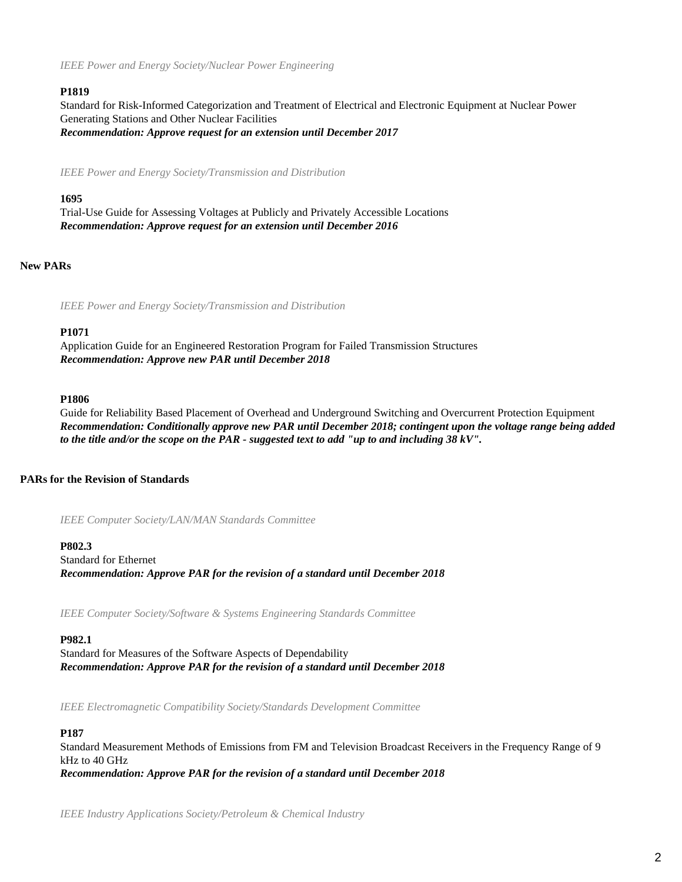*IEEE Power and Energy Society/Nuclear Power Engineering*

**P1819**
Standard for Risk-Informed Categorization and Treatment of Electrical and Electronic Equipment at Nuclear Power Generating Stations and Other Nuclear Facilities
***Recommendation: Approve request for an extension until December 2017***

*IEEE Power and Energy Society/Transmission and Distribution*

**1695**
Trial-Use Guide for Assessing Voltages at Publicly and Privately Accessible Locations
***Recommendation: Approve request for an extension until December 2016***

## New PARs

*IEEE Power and Energy Society/Transmission and Distribution*

**P1071**
Application Guide for an Engineered Restoration Program for Failed Transmission Structures
***Recommendation: Approve new PAR until December 2018***

**P1806**
Guide for Reliability Based Placement of Overhead and Underground Switching and Overcurrent Protection Equipment
***Recommendation: Conditionally approve new PAR until December 2018; contingent upon the voltage range being added to the title and/or the scope on the PAR - suggested text to add "up to and including 38 kV".***

## PARs for the Revision of Standards

*IEEE Computer Society/LAN/MAN Standards Committee*

**P802.3**
Standard for Ethernet
***Recommendation: Approve PAR for the revision of a standard until December 2018***

*IEEE Computer Society/Software & Systems Engineering Standards Committee*

**P982.1**
Standard for Measures of the Software Aspects of Dependability
***Recommendation: Approve PAR for the revision of a standard until December 2018***

*IEEE Electromagnetic Compatibility Society/Standards Development Committee*

**P187**
Standard Measurement Methods of Emissions from FM and Television Broadcast Receivers in the Frequency Range of 9 kHz to 40 GHz
***Recommendation: Approve PAR for the revision of a standard until December 2018***

*IEEE Industry Applications Society/Petroleum & Chemical Industry*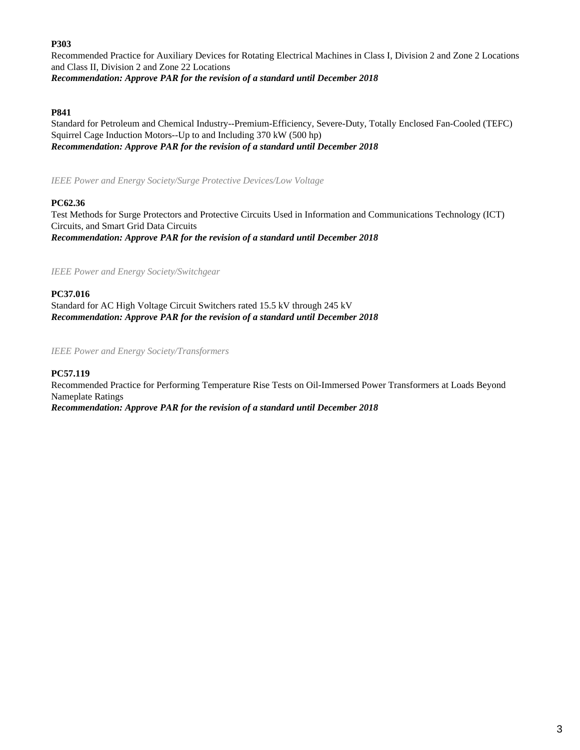**P303**
Recommended Practice for Auxiliary Devices for Rotating Electrical Machines in Class I, Division 2 and Zone 2 Locations and Class II, Division 2 and Zone 22 Locations
***Recommendation: Approve PAR for the revision of a standard until December 2018***

**P841**
Standard for Petroleum and Chemical Industry--Premium-Efficiency, Severe-Duty, Totally Enclosed Fan-Cooled (TEFC) Squirrel Cage Induction Motors--Up to and Including 370 kW (500 hp)
***Recommendation: Approve PAR for the revision of a standard until December 2018***

*IEEE Power and Energy Society/Surge Protective Devices/Low Voltage*

**PC62.36**
Test Methods for Surge Protectors and Protective Circuits Used in Information and Communications Technology (ICT) Circuits, and Smart Grid Data Circuits
***Recommendation: Approve PAR for the revision of a standard until December 2018***

*IEEE Power and Energy Society/Switchgear*

**PC37.016**
Standard for AC High Voltage Circuit Switchers rated 15.5 kV through 245 kV
***Recommendation: Approve PAR for the revision of a standard until December 2018***

*IEEE Power and Energy Society/Transformers*

**PC57.119**
Recommended Practice for Performing Temperature Rise Tests on Oil-Immersed Power Transformers at Loads Beyond Nameplate Ratings
***Recommendation: Approve PAR for the revision of a standard until December 2018***